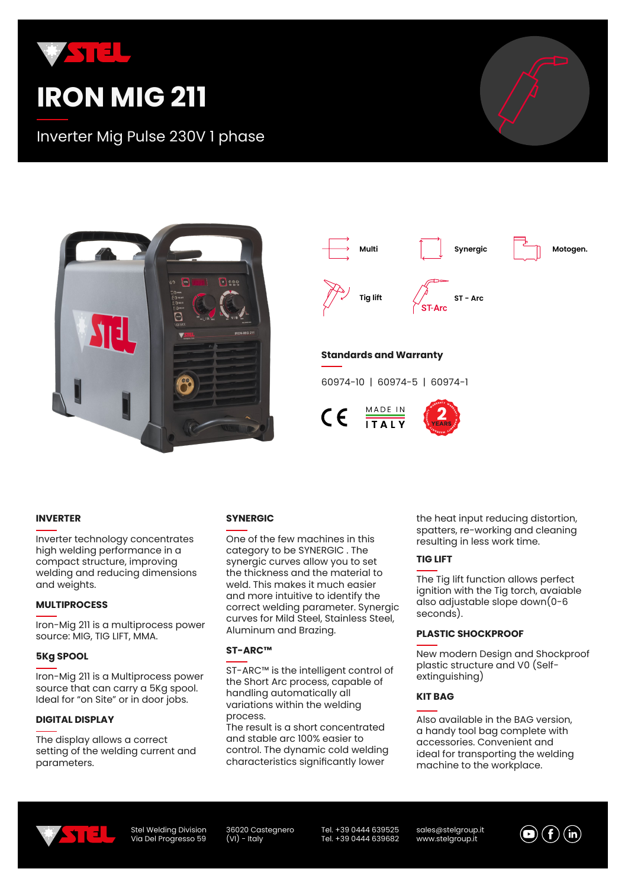# IRON MIG 211

Inverter Mig Pulse 230V 1 phase

Multi | Synergic | Motogen. | Tig lift | ST - Arc

## Standards and Warranty

60974-10 | 60974-5 | 60974-1

CE | MADE IN ITALY | 2 YEARS WARRANTY

### INVERTER

Inverter technology concentrates high welding performance in a compact structure, improving welding and reducing dimensions and weights.

### MULTIPROCESS

Iron-Mig 211 is a multiprocess power source: MIG, TIG LIFT, MMA.

### 5Kg SPOOL

Iron-Mig 211 is a Multiprocess power source that can carry a 5Kg spool. Ideal for "on Site" or in door jobs.

### DIGITAL DISPLAY

The display allows a correct setting of the welding current and parameters.

### SYNERGIC

One of the few machines in this category to be SYNERGIC . The synergic curves allow you to set the thickness and the material to weld. This makes it much easier and more intuitive to identify the correct welding parameter. Synergic curves for Mild Steel, Stainless Steel, Aluminum and Brazing.

### ST-ARC™

ST-ARC™ is the intelligent control of the Short Arc process, capable of handling automatically all variations within the welding process.
The result is a short concentrated and stable arc 100% easier to control. The dynamic cold welding characteristics significantly lower the heat input reducing distortion, spatters, re-working and cleaning resulting in less work time.

### TIG LIFT

The Tig lift function allows perfect ignition with the Tig torch, avaiable also adjustable slope down(0-6 seconds).

### PLASTIC SHOCKPROOF

New modern Design and Shockproof plastic structure and V0 (Self-extinguishing)

### KIT BAG

Also available in the BAG version, a handy tool bag complete with accessories. Convenient and ideal for transporting the welding machine to the workplace.

Stel Welding Division
Via Del Progresso 59
36020 Castegnero (VI) - Italy
Tel. +39 0444 639525
Tel. +39 0444 639682
sales@stelgroup.it
www.stelgroup.it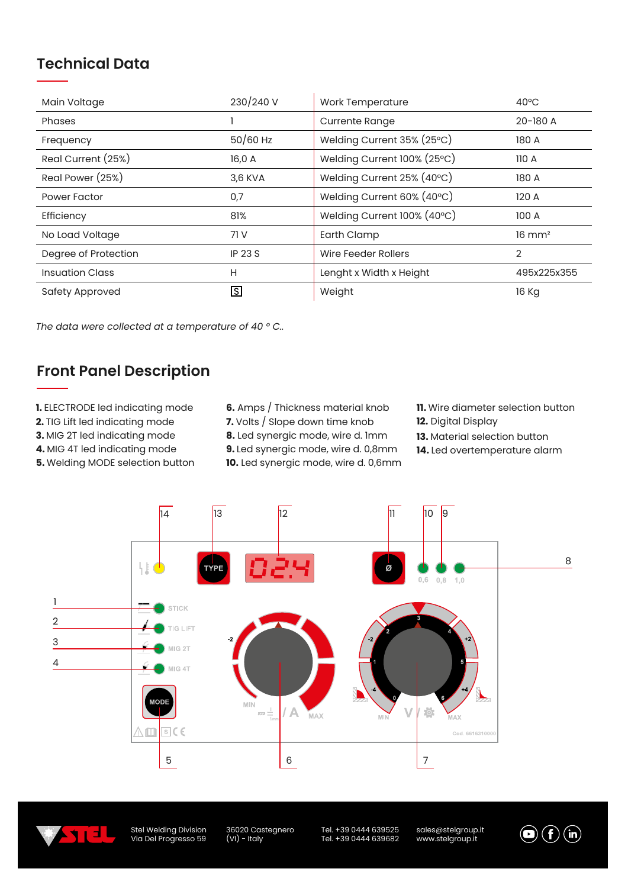## Technical Data

| | | | |
|---|---|---|---|
| Main Voltage | 230/240 V | Work Temperature | 40°C |
| Phases | 1 | Currente Range | 20-180 A |
| Frequency | 50/60 Hz | Welding Current 35% (25°C) | 180 A |
| Real Current (25%) | 16,0 A | Welding Current 100% (25°C) | 110 A |
| Real Power (25%) | 3,6 KVA | Welding Current 25% (40°C) | 180 A |
| Power Factor | 0,7 | Welding Current 60% (40°C) | 120 A |
| Efficiency | 81% | Welding Current 100% (40°C) | 100 A |
| No Load Voltage | 71 V | Earth Clamp | 16 mm² |
| Degree of Protection | IP 23 S | Wire Feeder Rollers | 2 |
| Insuation Class | H | Lenght x Width x Height | 495x225x355 |
| Safety Approved | S | Weight | 16 Kg |

*The data were collected at a temperature of 40 ° C..*

## Front Panel Description

**1.** ELECTRODE led indicating mode
**2.** TIG Lift led indicating mode
**3.** MIG 2T led indicating mode
**4.** MIG 4T led indicating mode
**5.** Welding MODE selection button
**6.** Amps / Thickness material knob
**7.** Volts / Slope down time knob
**8.** Led synergic mode, wire d. 1mm
**9.** Led synergic mode, wire d. 0,8mm
**10.** Led synergic mode, wire d. 0,6mm
**11.** Wire diameter selection button
**12.** Digital Display
**13.** Material selection button
**14.** Led overtemperature alarm

Stel Welding Division
Via Del Progresso 59
36020 Castegnero
(VI) - Italy
Tel. +39 0444 639525
Tel. +39 0444 639682
sales@stelgroup.it
www.stelgroup.it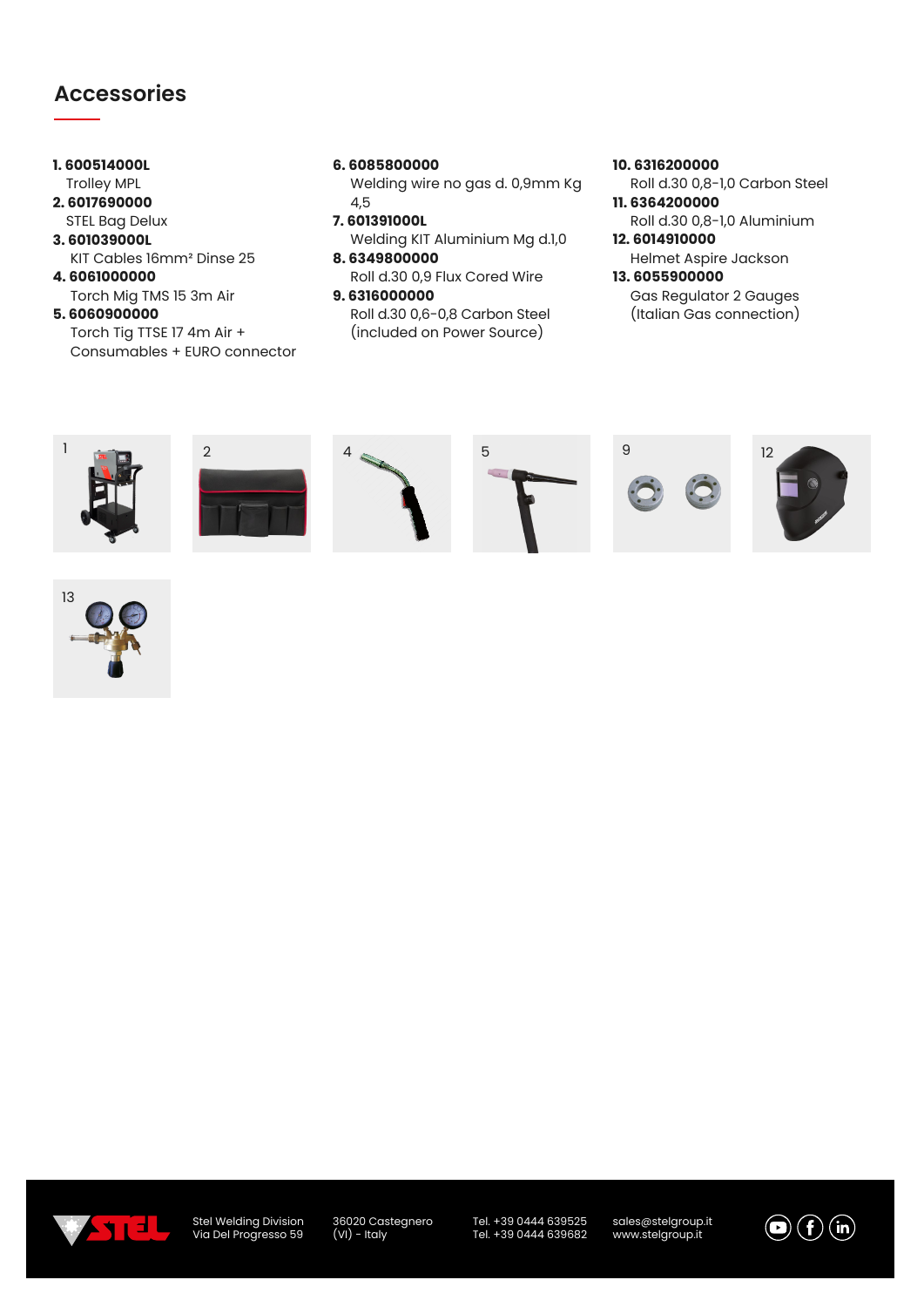## Accessories

**1. 600514000L**
Trolley MPL

**2. 6017690000**
STEL Bag Delux

**3. 601039000L**
KIT Cables 16mm² Dinse 25

**4. 6061000000**
Torch Mig TMS 15 3m Air

**5. 6060900000**
Torch Tig TTSE 17 4m Air + Consumables + EURO connector

**6. 6085800000**
Welding wire no gas d. 0,9mm Kg 4,5

**7. 601391000L**
Welding KIT Aluminium Mg d.1,0

**8. 6349800000**
Roll d.30 0,9 Flux Cored Wire

**9. 6316000000**
Roll d.30 0,6-0,8 Carbon Steel (included on Power Source)

**10. 6316200000**
Roll d.30 0,8-1,0 Carbon Steel

**11. 6364200000**
Roll d.30 0,8-1,0 Aluminium

**12. 6014910000**
Helmet Aspire Jackson

**13. 6055900000**
Gas Regulator 2 Gauges (Italian Gas connection)

1

2

4

5

9

12

13